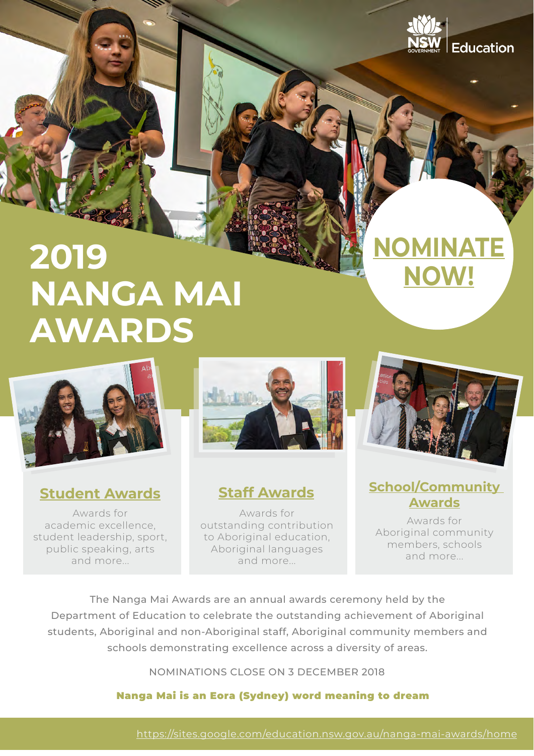NSW GOVERNMENT | Education

# 2019 NANGA MAI AWARDS

## NOMINATE NOW!

### Student Awards

Awards for academic excellence, student leadership, sport, public speaking, arts and more...

### Staff Awards

Awards for outstanding contribution to Aboriginal education, Aboriginal languages and more...

### School/Community Awards

Awards for Aboriginal community members, schools and more...

The Nanga Mai Awards are an annual awards ceremony held by the Department of Education to celebrate the outstanding achievement of Aboriginal students, Aboriginal and non-Aboriginal staff, Aboriginal community members and schools demonstrating excellence across a diversity of areas.

NOMINATIONS CLOSE ON 3 DECEMBER 2018

**Nanga Mai is an Eora (Sydney) word meaning to dream**

https://sites.google.com/education.nsw.gov.au/nanga-mai-awards/home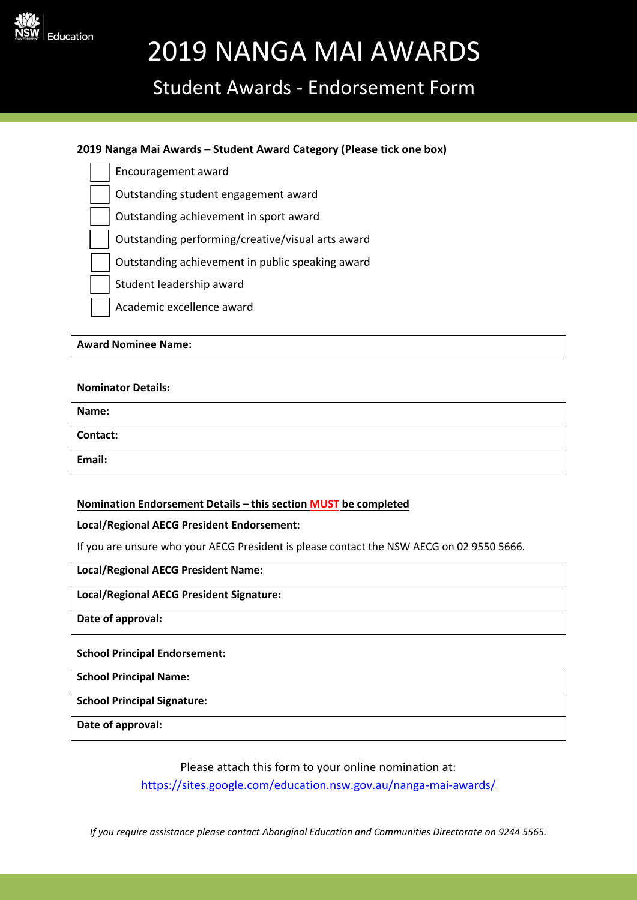# 2019 NANGA MAI AWARDS

## Student Awards - Endorsement Form

**2019 Nanga Mai Awards – Student Award Category (Please tick one box)**

- ☐ Encouragement award
- ☐ Outstanding student engagement award
- ☐ Outstanding achievement in sport award
- ☐ Outstanding performing/creative/visual arts award
- ☐ Outstanding achievement in public speaking award
- ☐ Student leadership award
- ☐ Academic excellence award

| **Award Nominee Name:** |
|---|

**Nominator Details:**

| **Name:** |
|---|
| **Contact:** |
| **Email:** |

**Nomination Endorsement Details – this section MUST be completed**

**Local/Regional AECG President Endorsement:**

If you are unsure who your AECG President is please contact the NSW AECG on 02 9550 5666.

| **Local/Regional AECG President Name:** |
|---|
| **Local/Regional AECG President Signature:** |
| **Date of approval:** |

**School Principal Endorsement:**

| **School Principal Name:** |
|---|
| **School Principal Signature:** |
| **Date of approval:** |

Please attach this form to your online nomination at:
https://sites.google.com/education.nsw.gov.au/nanga-mai-awards/

*If you require assistance please contact Aboriginal Education and Communities Directorate on 9244 5565.*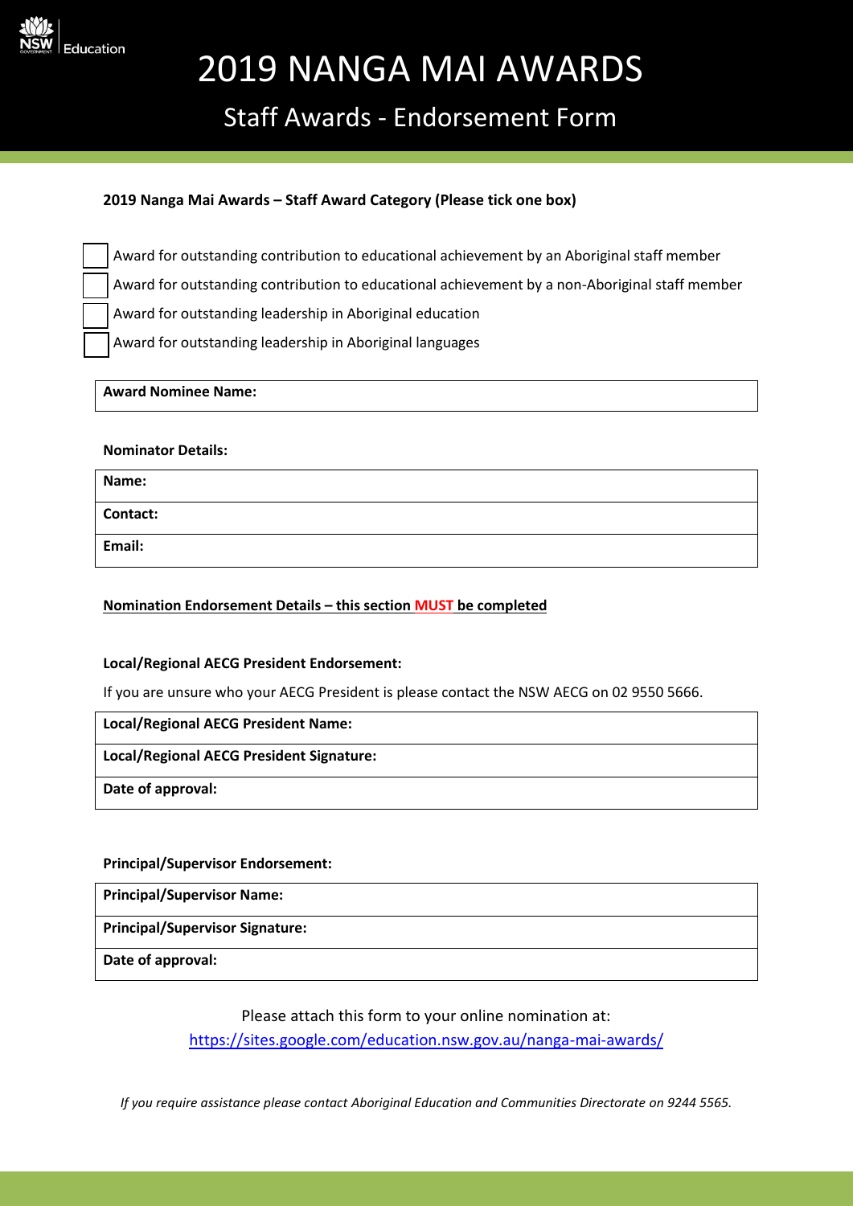Education

# 2019 NANGA MAI AWARDS

## Staff Awards - Endorsement Form

**2019 Nanga Mai Awards – Staff Award Category (Please tick one box)**

- ☐ Award for outstanding contribution to educational achievement by an Aboriginal staff member
- ☐ Award for outstanding contribution to educational achievement by a non-Aboriginal staff member
- ☐ Award for outstanding leadership in Aboriginal education
- ☐ Award for outstanding leadership in Aboriginal languages

| **Award Nominee Name:** |
|---|

**Nominator Details:**

| **Name:** |
|---|
| **Contact:** |
| **Email:** |

**Nomination Endorsement Details – this section MUST be completed**

**Local/Regional AECG President Endorsement:**

If you are unsure who your AECG President is please contact the NSW AECG on 02 9550 5666.

| **Local/Regional AECG President Name:** |
|---|
| **Local/Regional AECG President Signature:** |
| **Date of approval:** |

**Principal/Supervisor Endorsement:**

| **Principal/Supervisor Name:** |
|---|
| **Principal/Supervisor Signature:** |
| **Date of approval:** |

Please attach this form to your online nomination at:
https://sites.google.com/education.nsw.gov.au/nanga-mai-awards/

*If you require assistance please contact Aboriginal Education and Communities Directorate on 9244 5565.*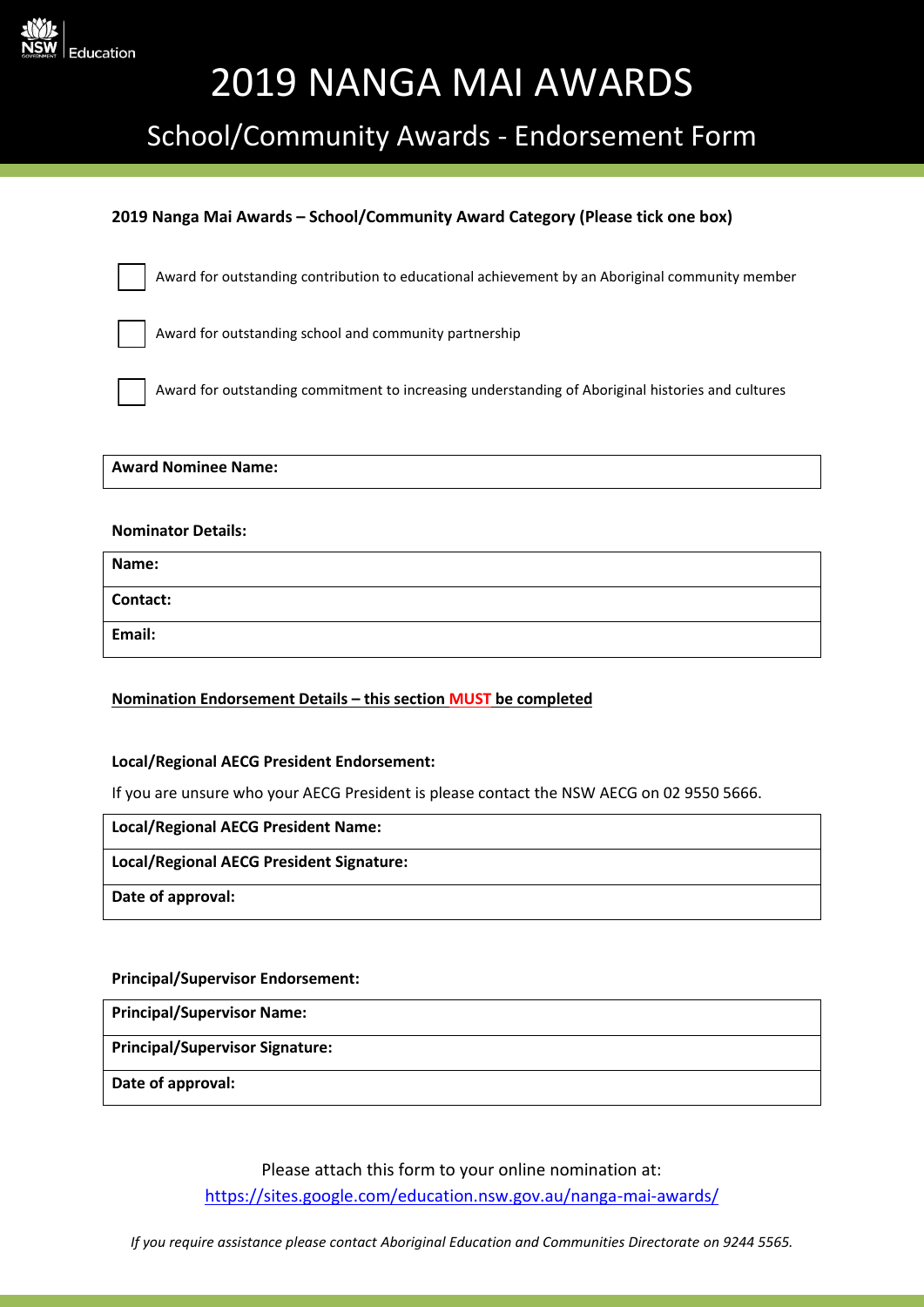# 2019 NANGA MAI AWARDS

## School/Community Awards - Endorsement Form

**2019 Nanga Mai Awards – School/Community Award Category (Please tick one box)**

- ☐ Award for outstanding contribution to educational achievement by an Aboriginal community member
- ☐ Award for outstanding school and community partnership
- ☐ Award for outstanding commitment to increasing understanding of Aboriginal histories and cultures

| |
|---|
| **Award Nominee Name:** |

**Nominator Details:**

| |
|---|
| **Name:** |
| **Contact:** |
| **Email:** |

**Nomination Endorsement Details – this section MUST be completed**

**Local/Regional AECG President Endorsement:**

If you are unsure who your AECG President is please contact the NSW AECG on 02 9550 5666.

| |
|---|
| **Local/Regional AECG President Name:** |
| **Local/Regional AECG President Signature:** |
| **Date of approval:** |

**Principal/Supervisor Endorsement:**

| |
|---|
| **Principal/Supervisor Name:** |
| **Principal/Supervisor Signature:** |
| **Date of approval:** |

Please attach this form to your online nomination at:
https://sites.google.com/education.nsw.gov.au/nanga-mai-awards/

*If you require assistance please contact Aboriginal Education and Communities Directorate on 9244 5565.*